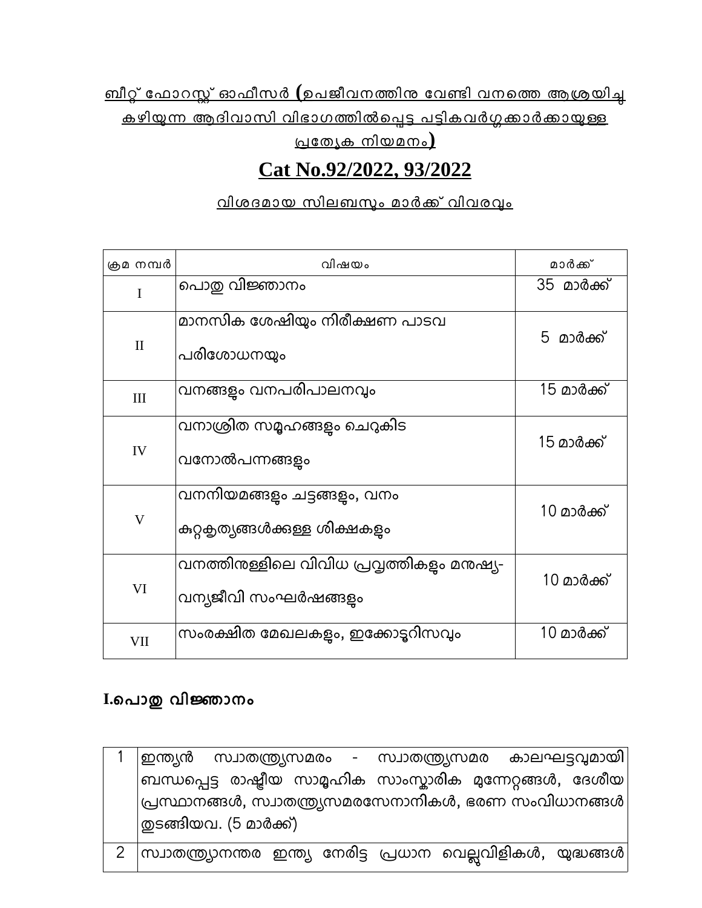**ബീറ്റ് ഫോറസ്റ്റ് ഓഫീസർ (ഉപജീവനത്തിനു വേണ്ടി വനത്തെ ആശ്രയിച്ചു കഴിയുന്ന ആദിവാസി വിഭാഗത്തിൽപ്പെട്ട പട്ടികവർഗ്ഗക്കാർക്കായുള്ള പ്രത്യേക നിയമനം)**

# Cat No.92/2022, 93/2022

**വിശദമായ സിലബസും മാർക്ക് വിവരവും**

| ക്രമ നമ്പർ | വിഷയം | മാർക്ക് |
|---|---|---|
| I | പൊതു വിജ്ഞാനം | 35 മാർക്ക് |
| II | മാനസിക ശേഷിയും നിരീക്ഷണ പാടവ പരിശോധനയും | 5 മാർക്ക് |
| III | വനങ്ങളും വനപരിപാലനവും | 15 മാർക്ക് |
| IV | വനാശ്രിത സമൂഹങ്ങളും ചെറുകിട വനോൽപന്നങ്ങളും | 15 മാർക്ക് |
| V | വനനിയമങ്ങളും ചട്ടങ്ങളും, വനം കുറ്റകൃത്യങ്ങൾക്കുള്ള ശിക്ഷകളും | 10 മാർക്ക് |
| VI | വനത്തിനുള്ളിലെ വിവിധ പ്രവൃത്തികളും മനുഷ്യ-വന്യജീവി സംഘർഷങ്ങളും | 10 മാർക്ക് |
| VII | സംരക്ഷിത മേഖലകളും, ഇക്കോടൂറിസവും | 10 മാർക്ക് |

## I.പൊതു വിജ്ഞാനം

| | |
|---|---|
| 1 | ഇന്ത്യൻ സ്വാതന്ത്ര്യസമരം - സ്വാതന്ത്ര്യസമര കാലഘട്ടവുമായി ബന്ധപ്പെട്ട രാഷ്ട്രീയ സാമൂഹിക സാംസ്കാരിക മുന്നേറ്റങ്ങൾ, ദേശീയ പ്രസ്ഥാനങ്ങൾ, സ്വാതന്ത്ര്യസമരസേനാനികൾ, ഭരണ സംവിധാനങ്ങൾ തുടങ്ങിയവ. (5 മാർക്ക്) |
| 2 | സ്വാതന്ത്ര്യാനന്തര ഇന്ത്യ നേരിട്ട പ്രധാന വെല്ലുവിളികൾ, യുദ്ധങ്ങൾ |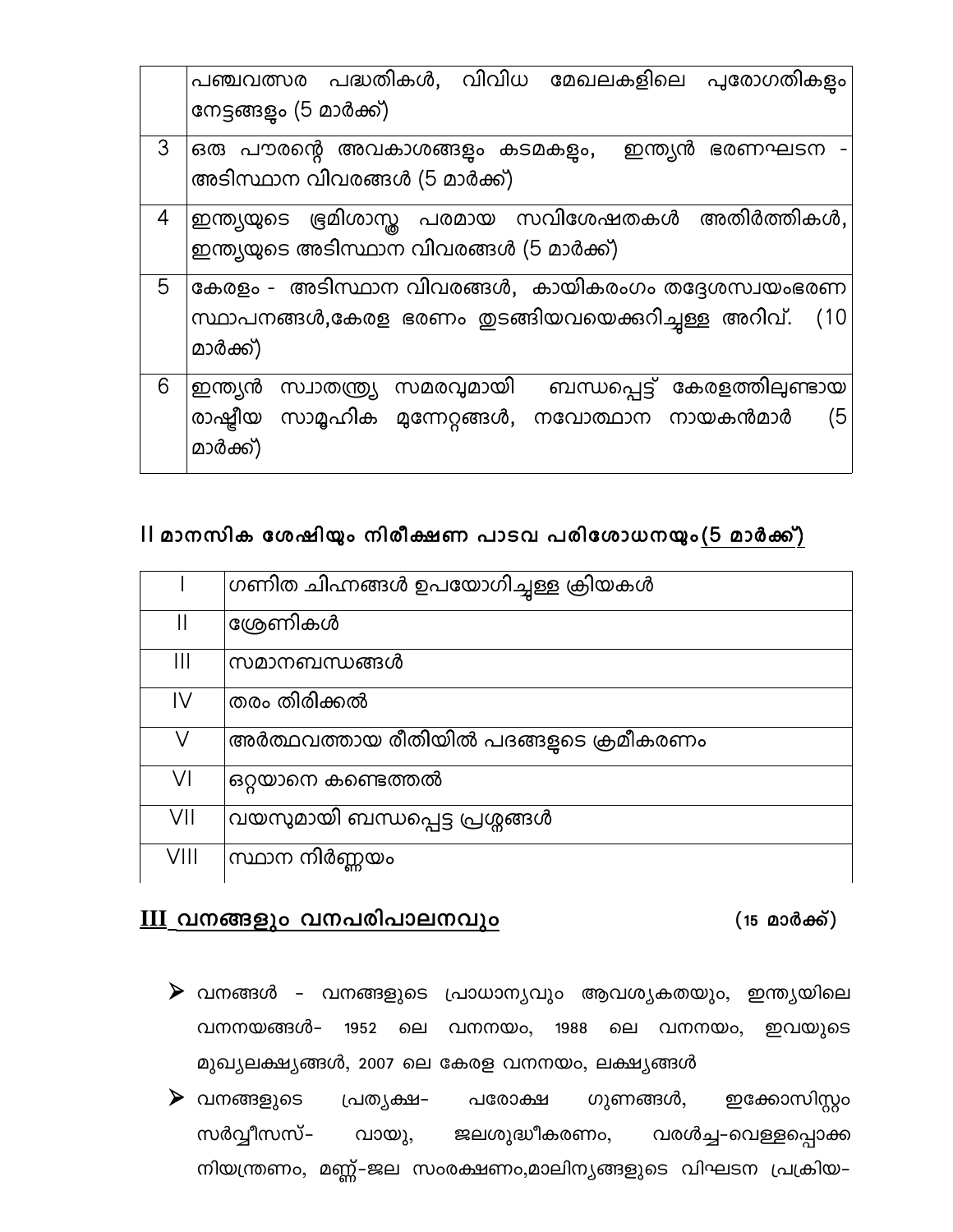|  |  |
|---|---|
|  | പഞ്ചവത്സര പദ്ധതികൾ, വിവിധ മേഖലകളിലെ പുരോഗതികളും നേട്ടങ്ങളും (5 മാർക്ക്) |
| 3 | ഒരു പൗരന്റെ അവകാശങ്ങളും കടമകളും, ഇന്ത്യൻ ഭരണഘടന - അടിസ്ഥാന വിവരങ്ങൾ (5 മാർക്ക്) |
| 4 | ഇന്ത്യയുടെ ഭൂമിശാസ്ത്ര പരമായ സവിശേഷതകൾ അതിർത്തികൾ, ഇന്ത്യയുടെ അടിസ്ഥാന വിവരങ്ങൾ (5 മാർക്ക്) |
| 5 | കേരളം - അടിസ്ഥാന വിവരങ്ങൾ, കായികരംഗം തദ്ദേശസ്വയംഭരണ സ്ഥാപനങ്ങൾ,കേരള ഭരണം തുടങ്ങിയവയെക്കുറിച്ചുള്ള അറിവ്. (10 മാർക്ക്) |
| 6 | ഇന്ത്യൻ സ്വാതന്ത്ര്യ സമരവുമായി ബന്ധപ്പെട്ട് കേരളത്തിലുണ്ടായ രാഷ്ട്രീയ സാമൂഹിക മുന്നേറ്റങ്ങൾ, നവോത്ഥാന നായകൻമാർ (5 മാർക്ക്) |

## II മാനസിക ശേഷിയും നിരീക്ഷണ പാടവ പരിശോധനയും(5 മാർക്ക്)

|  |  |
|---|---|
| I | ഗണിത ചിഹ്നങ്ങൾ ഉപയോഗിച്ചുള്ള ക്രിയകൾ |
| II | ശ്രേണികൾ |
| III | സമാനബന്ധങ്ങൾ |
| IV | തരം തിരിക്കൽ |
| V | അർത്ഥവത്തായ രീതിയിൽ പദങ്ങളുടെ ക്രമീകരണം |
| VI | ഒറ്റയാനെ കണ്ടെത്തൽ |
| VII | വയസുമായി ബന്ധപ്പെട്ട പ്രശ്നങ്ങൾ |
| VIII | സ്ഥാന നിർണ്ണയം |

## III വനങ്ങളും വനപരിപാലനവും (15 മാർക്ക്)

- വനങ്ങൾ - വനങ്ങളുടെ പ്രാധാന്യവും ആവശ്യകതയും, ഇന്ത്യയിലെ വനനയങ്ങൾ- 1952 ലെ വനനയം, 1988 ലെ വനനയം, ഇവയുടെ മുഖ്യലക്ഷ്യങ്ങൾ, 2007 ലെ കേരള വനനയം, ലക്ഷ്യങ്ങൾ
- വനങ്ങളുടെ പ്രത്യക്ഷ- പരോക്ഷ ഗുണങ്ങൾ, ഇക്കോസിസ്റ്റം സർവ്വീസസ്- വായു, ജലശുദ്ധീകരണം, വരൾച്ച-വെള്ളപ്പൊക്ക നിയന്ത്രണം, മണ്ണ്-ജല സംരക്ഷണം,മാലിന്യങ്ങളുടെ വിഘടന പ്രക്രിയ-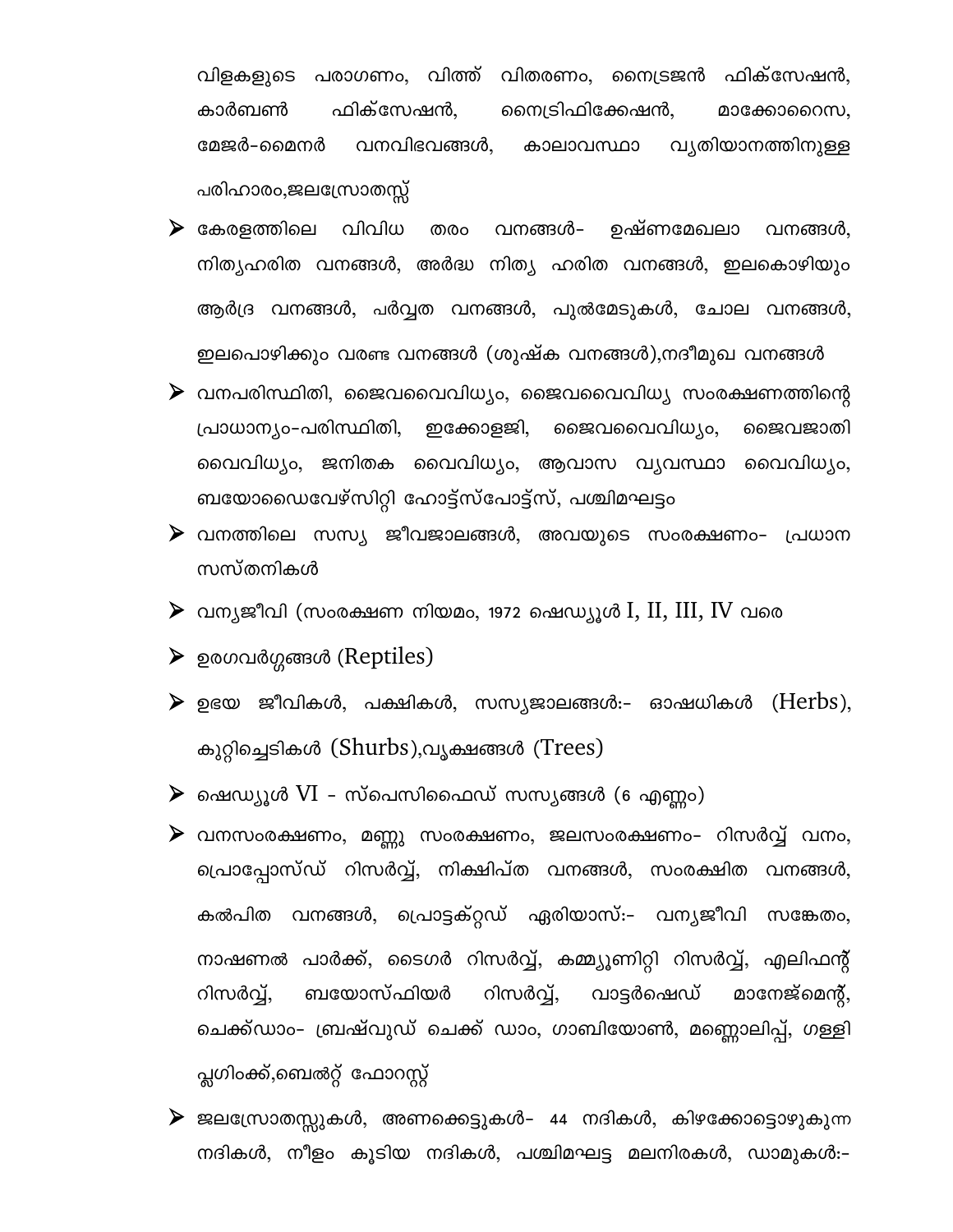വിളകളുടെ പരാഗണം, വിത്ത് വിതരണം, നൈട്രജൻ ഫിക്സേഷൻ, കാർബൺ ഫിക്സേഷൻ, നൈട്രിഫിക്കേഷൻ, മാക്കോറൈസ, മേജർ-മൈനർ വനവിഭവങ്ങൾ, കാലാവസ്ഥാ വ്യതിയാനത്തിനുള്ള പരിഹാരം,ജലസ്രോതസ്സ്

- കേരളത്തിലെ വിവിധ തരം വനങ്ങൾ- ഉഷ്ണമേഖലാ വനങ്ങൾ, നിത്യഹരിത വനങ്ങൾ, അർദ്ധ നിത്യ ഹരിത വനങ്ങൾ, ഇലകൊഴിയും ആർദ്ര വനങ്ങൾ, പർവ്വത വനങ്ങൾ, പുൽമേടുകൾ, ചോല വനങ്ങൾ, ഇലപൊഴിക്കും വരണ്ട വനങ്ങൾ (ശുഷ്ക വനങ്ങൾ),നദീമുഖ വനങ്ങൾ
- വനപരിസ്ഥിതി, ജൈവവൈവിധ്യം, ജൈവവൈവിധ്യ സംരക്ഷണത്തിന്റെ പ്രാധാന്യം-പരിസ്ഥിതി, ഇക്കോളജി, ജൈവവൈവിധ്യം, ജൈവജാതി വൈവിധ്യം, ജനിതക വൈവിധ്യം, ആവാസ വ്യവസ്ഥാ വൈവിധ്യം, ബയോഡൈവേഴ്സിറ്റി ഹോട്ട്സ്പോട്ട്സ്, പശ്ചിമഘട്ടം
- വനത്തിലെ സസ്യ ജീവജാലങ്ങൾ, അവയുടെ സംരക്ഷണം- പ്രധാന സസ്തനികൾ
- വന്യജീവി (സംരക്ഷണ നിയമം, 1972 ഷെഡ്യൂൾ I, II, III, IV വരെ
- ഉരഗവർഗ്ഗങ്ങൾ (Reptiles)
- ഉഭയ ജീവികൾ, പക്ഷികൾ, സസ്യജാലങ്ങൾ:- ഓഷധികൾ (Herbs), കുറ്റിച്ചെടികൾ (Shurbs),വൃക്ഷങ്ങൾ (Trees)
- ഷെഡ്യൂൾ VI - സ്പെസിഫൈഡ് സസ്യങ്ങൾ (6 എണ്ണം)
- വനസംരക്ഷണം, മണ്ണു സംരക്ഷണം, ജലസംരക്ഷണം- റിസർവ്വ് വനം, പ്രൊപ്പോസ്ഡ് റിസർവ്വ്, നിക്ഷിപ്ത വനങ്ങൾ, സംരക്ഷിത വനങ്ങൾ, കൽപിത വനങ്ങൾ, പ്രൊട്ടക്റ്റഡ് ഏരിയാസ്:- വന്യജീവി സങ്കേതം, നാഷണൽ പാർക്ക്, ടൈഗർ റിസർവ്വ്, കമ്മ്യൂണിറ്റി റിസർവ്വ്, എലിഫന്റ് റിസർവ്വ്, ബയോസ്ഫിയർ റിസർവ്വ്, വാട്ടർഷെഡ് മാനേജ്മെന്റ്, ചെക്ക്ഡാം- ബ്രഷ്വുഡ് ചെക്ക് ഡാം, ഗാബിയോൺ, മണ്ണൊലിപ്പ്, ഗള്ളി പ്ലഗിംക്ക്,ബെൽറ്റ് ഫോറസ്റ്റ്
- ജലസ്രോതസ്സുകൾ, അണക്കെട്ടുകൾ- 44 നദികൾ, കിഴക്കോട്ടൊഴുകുന്ന നദികൾ, നീളം കൂടിയ നദികൾ, പശ്ചിമഘട്ട മലനിരകൾ, ഡാമുകൾ:-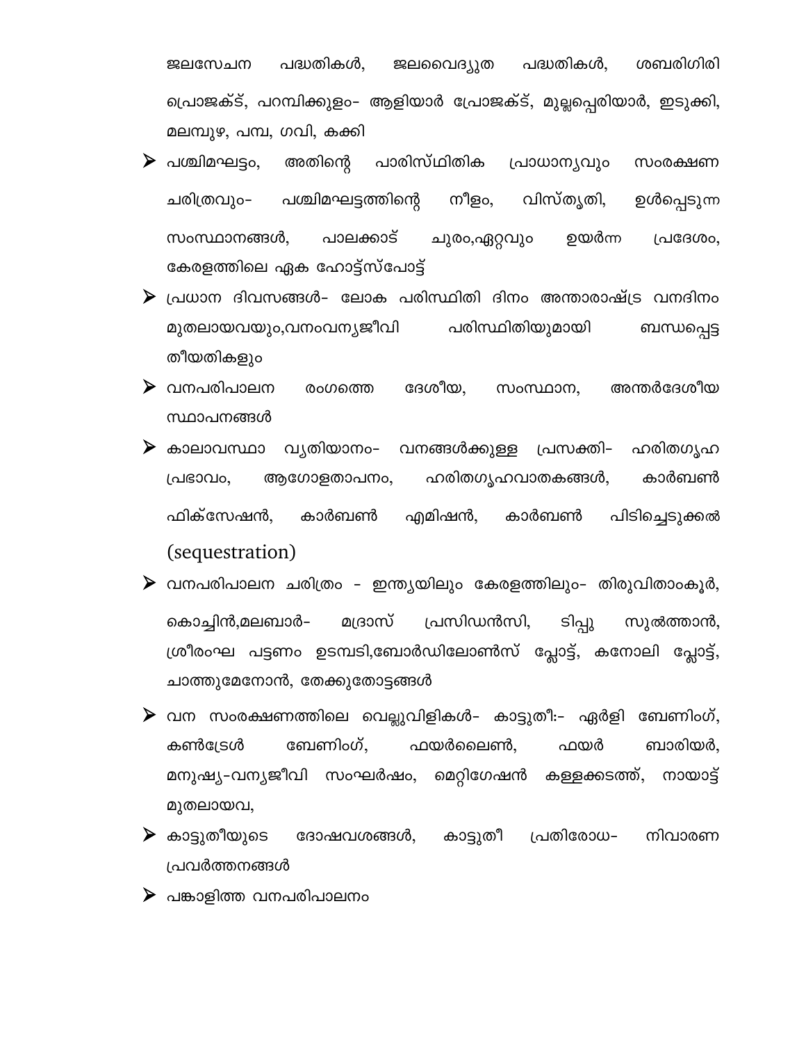ജലസേചന പദ്ധതികൾ, ജലവൈദ്യുത പദ്ധതികൾ, ശബരിഗിരി പ്രൊജക്ട്, പറമ്പിക്കുളം- ആളിയാർ പ്രോജക്ട്, മുല്ലപ്പെരിയാർ, ഇടുക്കി, മലമ്പുഴ, പമ്പ, ഗവി, കക്കി

- പശ്ചിമഘട്ടം, അതിന്റെ പാരിസ്ഥിതിക പ്രാധാന്യവും സംരക്ഷണ ചരിത്രവും- പശ്ചിമഘട്ടത്തിന്റെ നീളം, വിസ്തൃതി, ഉൾപ്പെടുന്ന സംസ്ഥാനങ്ങൾ, പാലക്കാട് ചുരം,ഏറ്റവും ഉയർന്ന പ്രദേശം, കേരളത്തിലെ ഏക ഹോട്ട്സ്പോട്ട്
- പ്രധാന ദിവസങ്ങൾ- ലോക പരിസ്ഥിതി ദിനം അന്താരാഷ്ട്ര വനദിനം മുതലായവയും,വനംവന്യജീവി പരിസ്ഥിതിയുമായി ബന്ധപ്പെട്ട തീയതികളും
- വനപരിപാലന രംഗത്തെ ദേശീയ, സംസ്ഥാന, അന്തർദേശീയ സ്ഥാപനങ്ങൾ
- കാലാവസ്ഥാ വ്യതിയാനം- വനങ്ങൾക്കുള്ള പ്രസക്തി- ഹരിതഗൃഹ പ്രഭാവം, ആഗോളതാപനം, ഹരിതഗൃഹവാതകങ്ങൾ, കാർബൺ ഫിക്സേഷൻ, കാർബൺ എമിഷൻ, കാർബൺ പിടിച്ചെടുക്കൽ (sequestration)
- വനപരിപാലന ചരിത്രം - ഇന്ത്യയിലും കേരളത്തിലും- തിരുവിതാംകൂർ, കൊച്ചിൻ,മലബാർ- മദ്രാസ് പ്രസിഡൻസി, ടിപ്പു സുൽത്താൻ, ശ്രീരംഘ പട്ടണം ഉടമ്പടി,ബോർഡിലോൺസ് പ്ലോട്ട്, കനോലി പ്ലോട്ട്, ചാത്തുമേനോൻ, തേക്കുതോട്ടങ്ങൾ
- വന സംരക്ഷണത്തിലെ വെല്ലുവിളികൾ- കാട്ടുതീ:- ഏർളി ബേണിംഗ്, കൺട്രോൾ ബേണിംഗ്, ഫയർലൈൺ, ഫയർ ബാരിയർ, മനുഷ്യ-വന്യജീവി സംഘർഷം, മെറ്റിഗേഷൻ കള്ളക്കടത്ത്, നായാട്ട് മുതലായവ,
- കാട്ടുതീയുടെ ദോഷവശങ്ങൾ, കാട്ടുതീ പ്രതിരോധ- നിവാരണ പ്രവർത്തനങ്ങൾ
- പങ്കാളിത്ത വനപരിപാലനം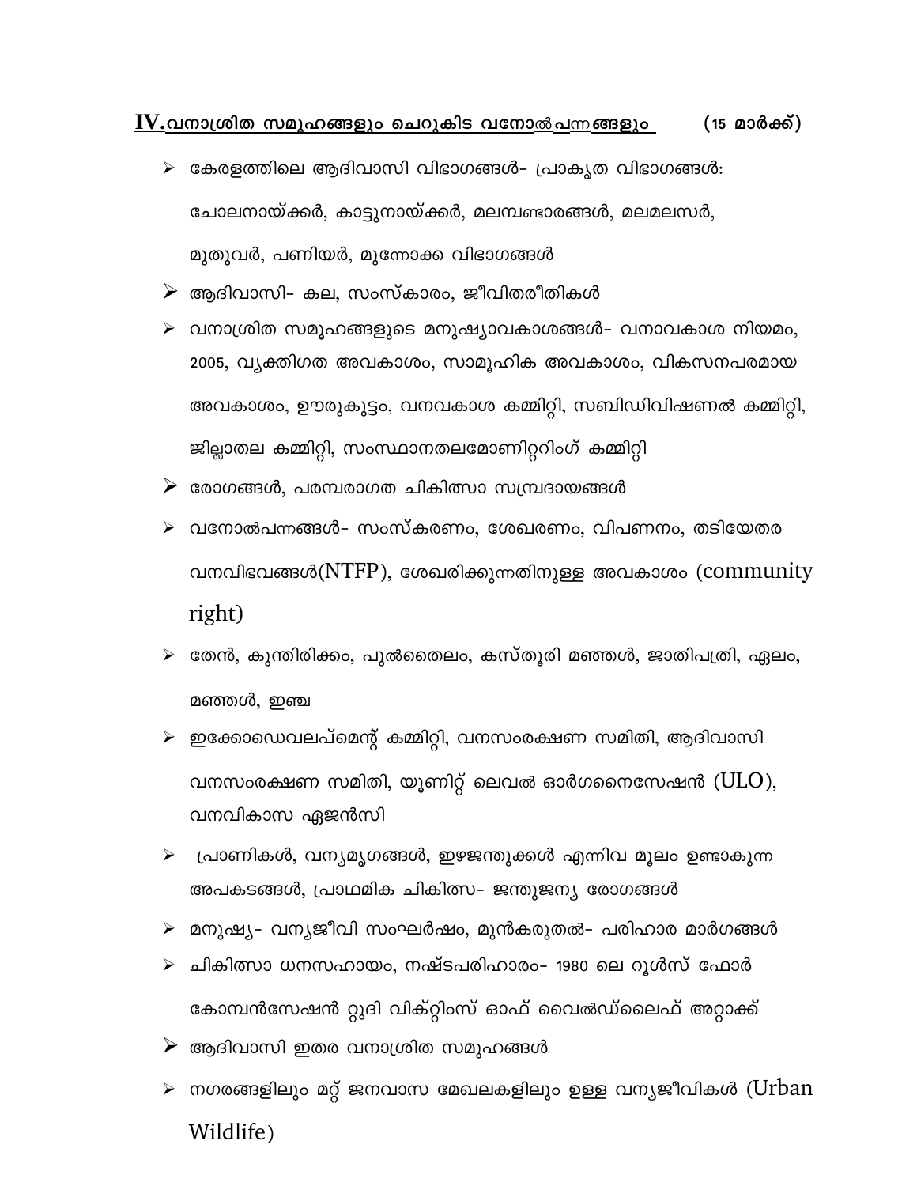## **IV.** <u>വനാശ്രിത സമൂഹങ്ങളും ചെറുകിട വനോൽപന്നങ്ങളും</u> (15 മാർക്ക്)

- കേരളത്തിലെ ആദിവാസി വിഭാഗങ്ങൾ- പ്രാകൃത വിഭാഗങ്ങൾ: ചോലനായ്ക്കർ, കാട്ടുനായ്ക്കർ, മലമ്പണ്ടാരങ്ങൾ, മലമലസർ, മുതുവർ, പണിയർ, മുന്നോക്ക വിഭാഗങ്ങൾ
- ആദിവാസി- കല, സംസ്കാരം, ജീവിതരീതികൾ
- വനാശ്രിത സമൂഹങ്ങളുടെ മനുഷ്യാവകാശങ്ങൾ- വനാവകാശ നിയമം, 2005, വ്യക്തിഗത അവകാശം, സാമൂഹിക അവകാശം, വികസനപരമായ അവകാശം, ഊരുകൂട്ടം, വനവകാശ കമ്മിറ്റി, സബ്ഡിവിഷണൽ കമ്മിറ്റി, ജില്ലാതല കമ്മിറ്റി, സംസ്ഥാനതലമോണിറ്ററിംഗ് കമ്മിറ്റി
- രോഗങ്ങൾ, പരമ്പരാഗത ചികിത്സാ സമ്പ്രദായങ്ങൾ
- വനോൽപന്നങ്ങൾ- സംസ്കരണം, ശേഖരണം, വിപണനം, തടിയേതര വനവിഭവങ്ങൾ(NTFP), ശേഖരിക്കുന്നതിനുള്ള അവകാശം (community right)
- തേൻ, കുന്തിരിക്കം, പുൽതൈലം, കസ്തൂരി മഞ്ഞൾ, ജാതിപത്രി, ഏലം, മഞ്ഞൾ, ഇഞ്ച
- ഇക്കോഡെവലപ്മെന്റ് കമ്മിറ്റി, വനസംരക്ഷണ സമിതി, ആദിവാസി വനസംരക്ഷണ സമിതി, യൂണിറ്റ് ലെവൽ ഓർഗനൈസേഷൻ (ULO), വനവികാസ ഏജൻസി
- പ്രാണികൾ, വന്യമൃഗങ്ങൾ, ഇഴജന്തുക്കൾ എന്നിവ മൂലം ഉണ്ടാകുന്ന അപകടങ്ങൾ, പ്രാഥമിക ചികിത്സ- ജന്തുജന്യ രോഗങ്ങൾ
- മനുഷ്യ- വന്യജീവി സംഘർഷം, മുൻകരുതൽ- പരിഹാര മാർഗങ്ങൾ
- ചികിത്സാ ധനസഹായം, നഷ്ടപരിഹാരം- 1980 ലെ റൂൾസ് ഫോർ കോമ്പൻസേഷൻ റ്റുദി വിക്റ്റിംസ് ഓഫ് വൈൽഡ്ലൈഫ് അറ്റാക്ക്
- ആദിവാസി ഇതര വനാശ്രിത സമൂഹങ്ങൾ
- നഗരങ്ങളിലും മറ്റ് ജനവാസ മേഖലകളിലും ഉള്ള വന്യജീവികൾ (Urban Wildlife)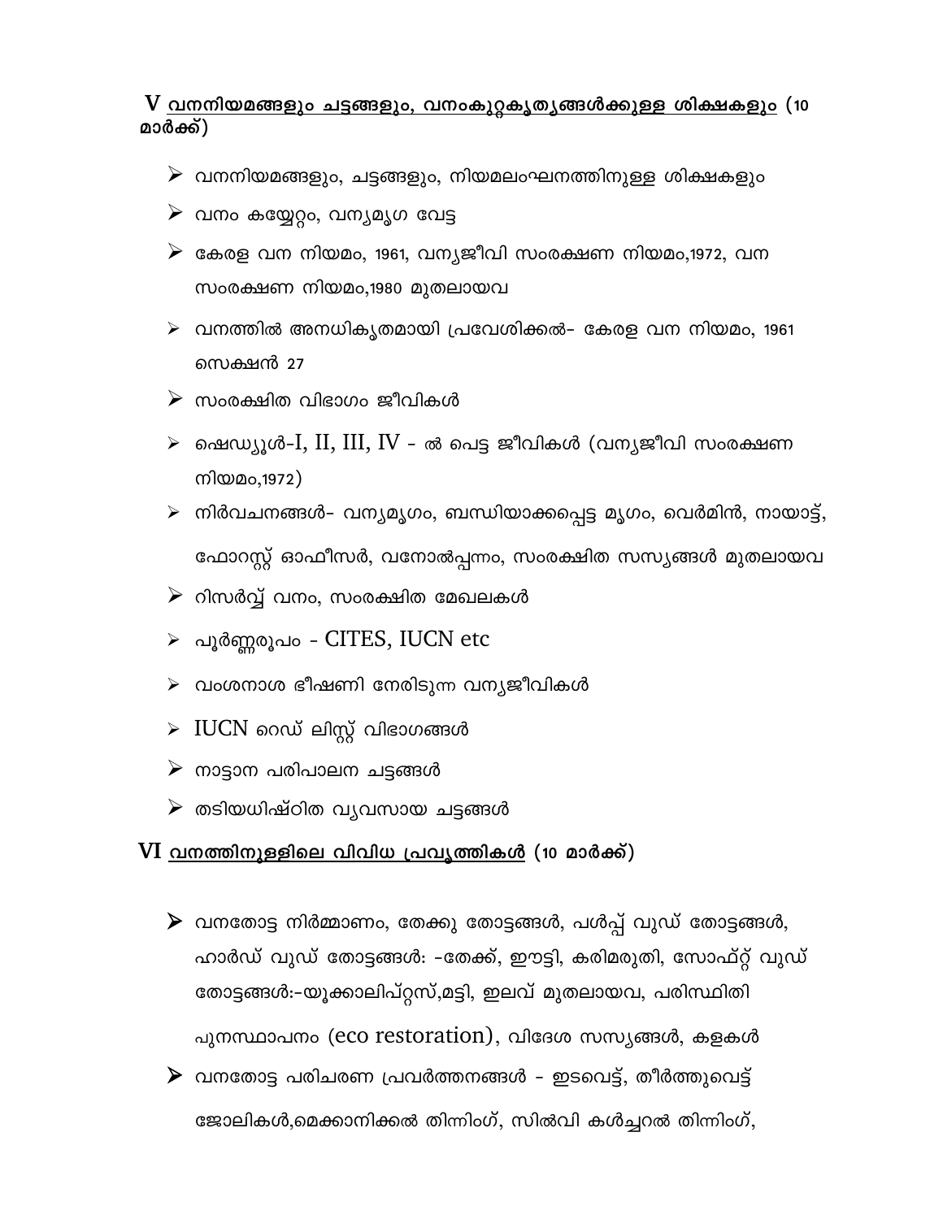## V <u>വനനിയമങ്ങളും ചട്ടങ്ങളും, വനംകുറ്റകൃത്യങ്ങൾക്കുള്ള ശിക്ഷകളും</u> (10 മാർക്ക്)

- വനനിയമങ്ങളും, ചട്ടങ്ങളും, നിയമലംഘനത്തിനുള്ള ശിക്ഷകളും
- വനം കയ്യേറ്റം, വന്യമൃഗ വേട്ട
- കേരള വന നിയമം, 1961, വന്യജീവി സംരക്ഷണ നിയമം,1972, വന സംരക്ഷണ നിയമം,1980 മുതലായവ
- വനത്തിൽ അനധികൃതമായി പ്രവേശിക്കൽ- കേരള വന നിയമം, 1961 സെക്ഷൻ 27
- സംരക്ഷിത വിഭാഗം ജീവികൾ
- ഷെഡ്യൂൾ-I, II, III, IV - ൽ പെട്ട ജീവികൾ (വന്യജീവി സംരക്ഷണ നിയമം,1972)
- നിർവചനങ്ങൾ- വന്യമൃഗം, ബന്ധിയാക്കപ്പെട്ട മൃഗം, വെർമിൻ, നായാട്ട്, ഫോറസ്റ്റ് ഓഫീസർ, വനോൽപ്പന്നം, സംരക്ഷിത സസ്യങ്ങൾ മുതലായവ
- റിസർവ്വ് വനം, സംരക്ഷിത മേഖലകൾ
- പൂർണ്ണരൂപം - CITES, IUCN etc
- വംശനാശ ഭീഷണി നേരിടുന്ന വന്യജീവികൾ
- IUCN റെഡ് ലിസ്റ്റ് വിഭാഗങ്ങൾ
- നാട്ടാന പരിപാലന ചട്ടങ്ങൾ
- തടിയധിഷ്ഠിത വ്യവസായ ചട്ടങ്ങൾ

## VI <u>വനത്തിനുള്ളിലെ വിവിധ പ്രവൃത്തികൾ</u> (10 മാർക്ക്)

- വനതോട്ട നിർമ്മാണം, തേക്കു തോട്ടങ്ങൾ, പൾപ്പ് വുഡ് തോട്ടങ്ങൾ, ഹാർഡ് വുഡ് തോട്ടങ്ങൾ: -തേക്ക്, ഈട്ടി, കരിമരുതി, സോഫ്റ്റ് വുഡ് തോട്ടങ്ങൾ:-യൂക്കാലിപ്റ്റസ്,മട്ടി, ഇലവ് മുതലായവ, പരിസ്ഥിതി പുനസ്ഥാപനം (eco restoration), വിദേശ സസ്യങ്ങൾ, കളകൾ
- വനതോട്ട പരിചരണ പ്രവർത്തനങ്ങൾ - ഇടവെട്ട്, തീർത്തുവെട്ട് ജോലികൾ,മെക്കാനിക്കൽ തിന്നിംഗ്, സിൽവി കൾച്ചറൽ തിന്നിംഗ്,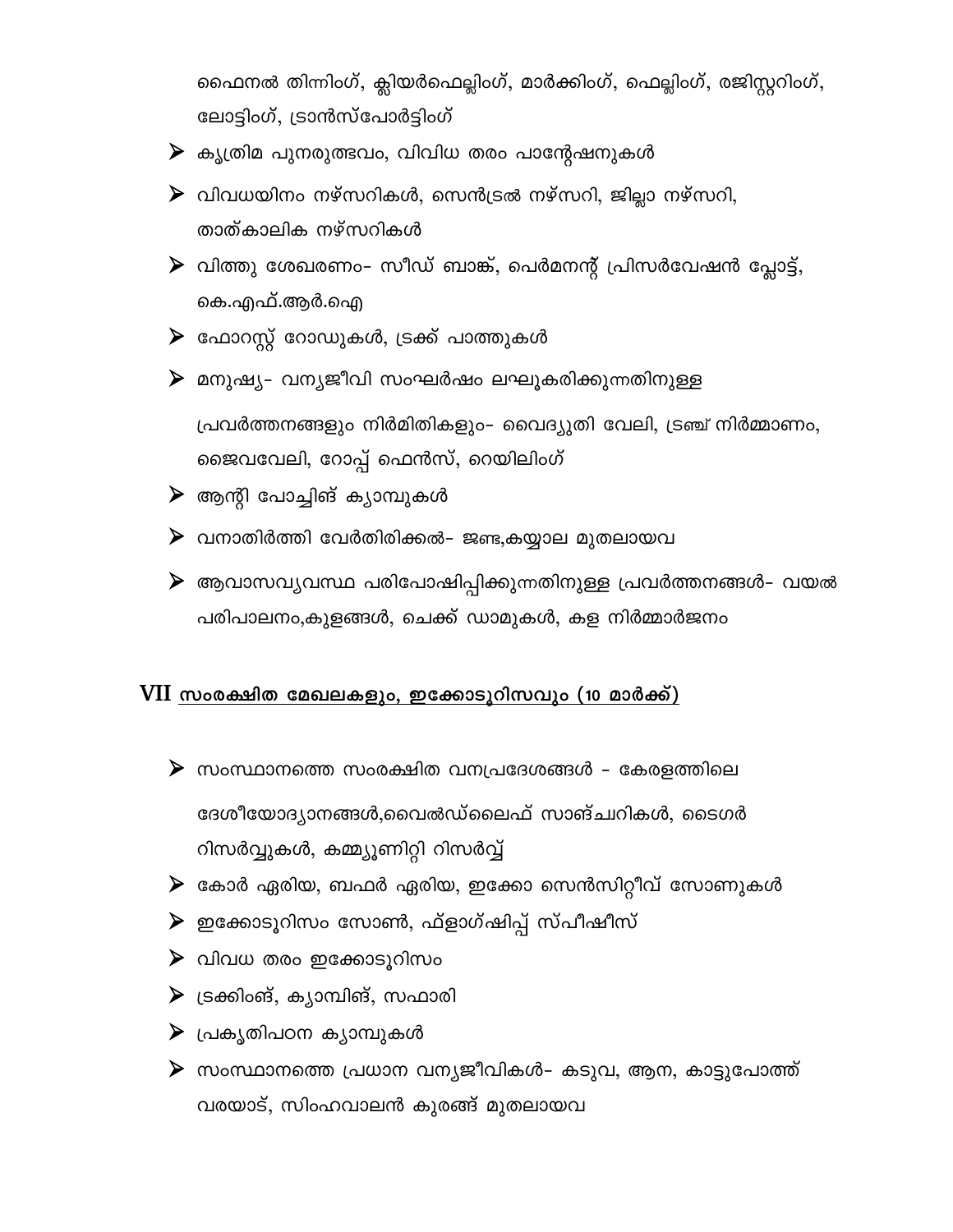ഫൈനൽ തിന്നിംഗ്, ക്ലിയർഫെല്ലിംഗ്, മാർക്കിംഗ്, ഫെല്ലിംഗ്, രജിസ്റ്ററിംഗ്, ലോട്ടിംഗ്, ട്രാൻസ്പോർട്ടിംഗ്

- കൃത്രിമ പുനരുത്ഭവം, വിവിധ തരം പാന്റേഷനുകൾ
- വിവധയിനം നഴ്സറികൾ, സെൻട്രൽ നഴ്സറി, ജില്ലാ നഴ്സറി, താത്കാലിക നഴ്സറികൾ
- വിത്തു ശേഖരണം- സീഡ് ബാങ്ക്, പെർമനന്റ് പ്രിസർവേഷൻ പ്ലോട്ട്, കെ.എഫ്.ആർ.ഐ
- ഫോറസ്റ്റ് റോഡുകൾ, ട്രക്ക് പാത്തുകൾ
- മനുഷ്യ- വന്യജീവി സംഘർഷം ലഘൂകരിക്കുന്നതിനുള്ള പ്രവർത്തനങ്ങളും നിർമിതികളും- വൈദ്യുതി വേലി, ട്രഞ്ച് നിർമ്മാണം, ജൈവവേലി, റോപ്പ് ഫെൻസ്, റെയിലിംഗ്
- ആന്റി പോച്ചിങ് ക്യാമ്പുകൾ
- വനാതിർത്തി വേർതിരിക്കൽ- ജണ്ട,കയ്യാല മുതലായവ
- ആവാസവ്യവസ്ഥ പരിപോഷിപ്പിക്കുന്നതിനുള്ള പ്രവർത്തനങ്ങൾ- വയൽ പരിപാലനം,കുളങ്ങൾ, ചെക്ക് ഡാമുകൾ, കള നിർമ്മാർജനം

## VII <u>സംരക്ഷിത മേഖലകളും, ഇക്കോടൂറിസവും (10 മാർക്ക്)</u>

- സംസ്ഥാനത്തെ സംരക്ഷിത വനപ്രദേശങ്ങൾ - കേരളത്തിലെ ദേശീയോദ്യാനങ്ങൾ,വൈൽഡ്‌ലൈഫ് സാങ്ചറികൾ, ടൈഗർ റിസർവ്വുകൾ, കമ്മ്യൂണിറ്റി റിസർവ്വ്
- കോർ ഏരിയ, ബഫർ ഏരിയ, ഇക്കോ സെൻസിറ്റീവ് സോണുകൾ
- ഇക്കോടൂറിസം സോൺ, ഫ്ളാഗ്ഷിപ്പ് സ്പീഷീസ്
- വിവധ തരം ഇക്കോടൂറിസം
- ട്രക്കിംങ്, ക്യാമ്പിങ്, സഫാരി
- പ്രകൃതിപഠന ക്യാമ്പുകൾ
- സംസ്ഥാനത്തെ പ്രധാന വന്യജീവികൾ- കടുവ, ആന, കാട്ടുപോത്ത് വരയാട്, സിംഹവാലൻ കുരങ്ങ് മുതലായവ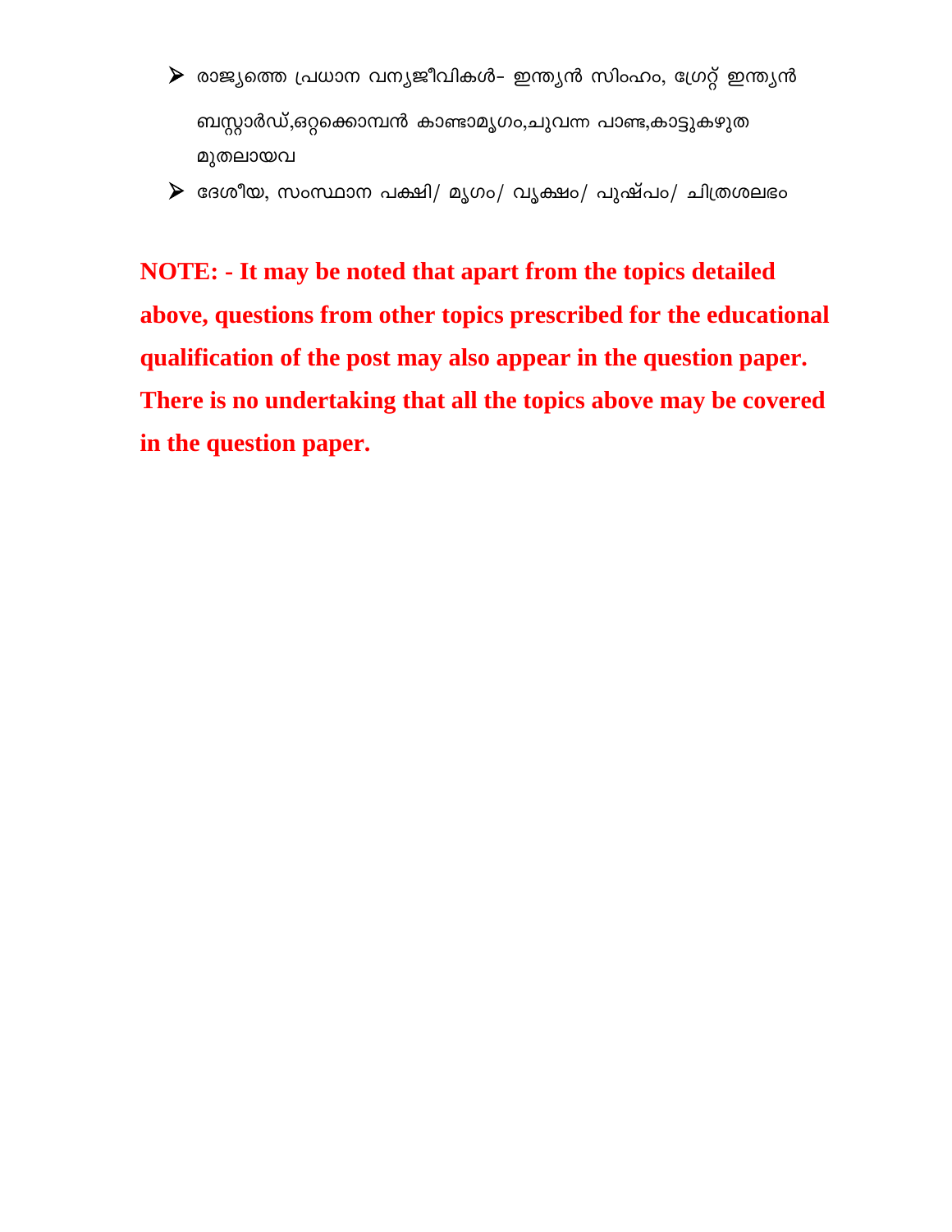- രാജ്യത്തെ പ്രധാന വന്യജീവികൾ- ഇന്ത്യൻ സിംഹം, ഗ്രേറ്റ് ഇന്ത്യൻ ബസ്റ്റാർഡ്,ഒറ്റക്കൊമ്പൻ കാണ്ടാമൃഗം,ചുവന്ന പാണ്ട,കാട്ടുകഴുത മുതലായവ
- ദേശീയ, സംസ്ഥാന പക്ഷി/ മൃഗം/ വൃക്ഷം/ പുഷ്പം/ ചിത്രശലഭം

**NOTE: - It may be noted that apart from the topics detailed above, questions from other topics prescribed for the educational qualification of the post may also appear in the question paper. There is no undertaking that all the topics above may be covered in the question paper.**